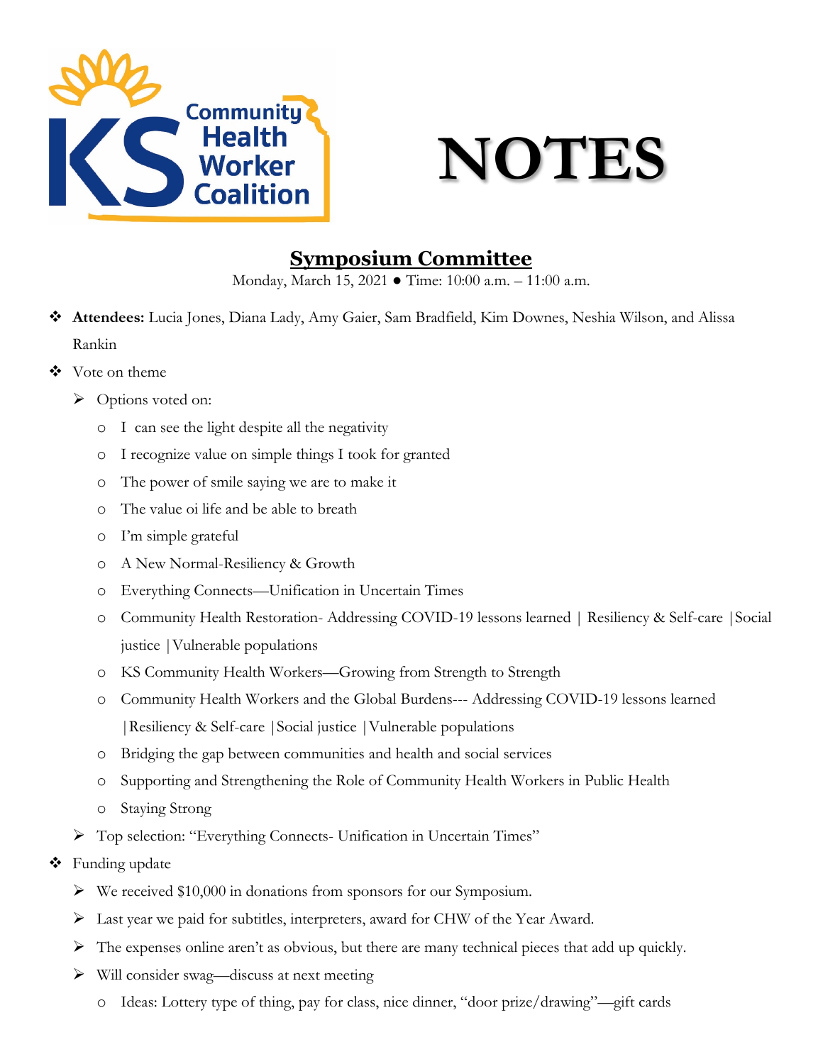KS Community Health Worker Coalition

# NOTES

## Symposium Committee

Monday, March 15, 2021 ● Time: 10:00 a.m. – 11:00 a.m.

- **Attendees:** Lucia Jones, Diana Lady, Amy Gaier, Sam Bradfield, Kim Downes, Neshia Wilson, and Alissa Rankin
- Vote on theme
  - Options voted on:
    - I can see the light despite all the negativity
    - I recognize value on simple things I took for granted
    - The power of smile saying we are to make it
    - The value oi life and be able to breath
    - I'm simple grateful
    - A New Normal-Resiliency & Growth
    - Everything Connects—Unification in Uncertain Times
    - Community Health Restoration- Addressing COVID-19 lessons learned | Resiliency & Self-care | Social justice | Vulnerable populations
    - KS Community Health Workers—Growing from Strength to Strength
    - Community Health Workers and the Global Burdens--- Addressing COVID-19 lessons learned | Resiliency & Self-care | Social justice | Vulnerable populations
    - Bridging the gap between communities and health and social services
    - Supporting and Strengthening the Role of Community Health Workers in Public Health
    - Staying Strong
  - Top selection: "Everything Connects- Unification in Uncertain Times"
- Funding update
  - We received $10,000 in donations from sponsors for our Symposium.
  - Last year we paid for subtitles, interpreters, award for CHW of the Year Award.
  - The expenses online aren't as obvious, but there are many technical pieces that add up quickly.
  - Will consider swag—discuss at next meeting
    - Ideas: Lottery type of thing, pay for class, nice dinner, "door prize/drawing"—gift cards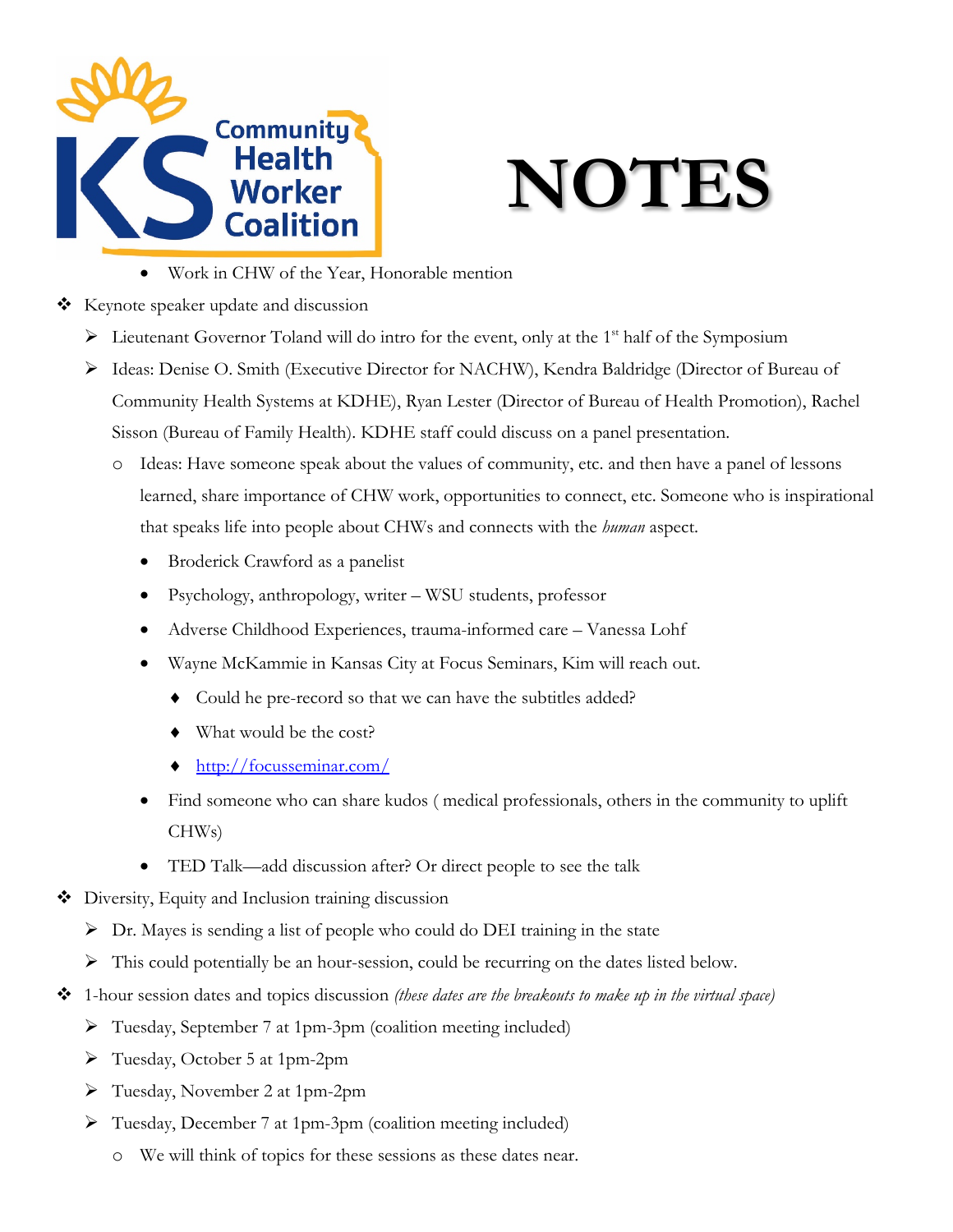# NOTES

    - Work in CHW of the Year, Honorable mention

- Keynote speaker update and discussion
  - Lieutenant Governor Toland will do intro for the event, only at the 1st half of the Symposium
  - Ideas: Denise O. Smith (Executive Director for NACHW), Kendra Baldridge (Director of Bureau of Community Health Systems at KDHE), Ryan Lester (Director of Bureau of Health Promotion), Rachel Sisson (Bureau of Family Health). KDHE staff could discuss on a panel presentation.
    - Ideas: Have someone speak about the values of community, etc. and then have a panel of lessons learned, share importance of CHW work, opportunities to connect, etc. Someone who is inspirational that speaks life into people about CHWs and connects with the *human* aspect.
      - Broderick Crawford as a panelist
      - Psychology, anthropology, writer – WSU students, professor
      - Adverse Childhood Experiences, trauma-informed care – Vanessa Lohf
      - Wayne McKammie in Kansas City at Focus Seminars, Kim will reach out.
        - Could he pre-record so that we can have the subtitles added?
        - What would be the cost?
        - http://focusseminar.com/
      - Find someone who can share kudos ( medical professionals, others in the community to uplift CHWs)
      - TED Talk—add discussion after? Or direct people to see the talk
- Diversity, Equity and Inclusion training discussion
  - Dr. Mayes is sending a list of people who could do DEI training in the state
  - This could potentially be an hour-session, could be recurring on the dates listed below.
- 1-hour session dates and topics discussion *(these dates are the breakouts to make up in the virtual space)*
  - Tuesday, September 7 at 1pm-3pm (coalition meeting included)
  - Tuesday, October 5 at 1pm-2pm
  - Tuesday, November 2 at 1pm-2pm
  - Tuesday, December 7 at 1pm-3pm (coalition meeting included)
    - We will think of topics for these sessions as these dates near.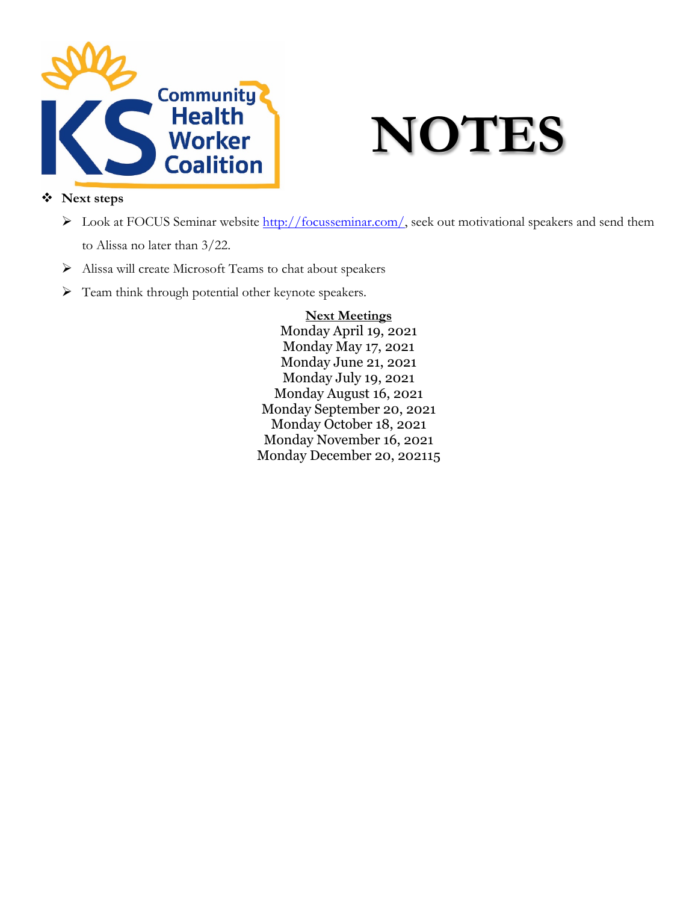# NOTES

- **Next steps**
  - Look at FOCUS Seminar website http://focusseminar.com/, seek out motivational speakers and send them to Alissa no later than 3/22.
  - Alissa will create Microsoft Teams to chat about speakers
  - Team think through potential other keynote speakers.

**Next Meetings**

Monday April 19, 2021
Monday May 17, 2021
Monday June 21, 2021
Monday July 19, 2021
Monday August 16, 2021
Monday September 20, 2021
Monday October 18, 2021
Monday November 16, 2021
Monday December 20, 202115